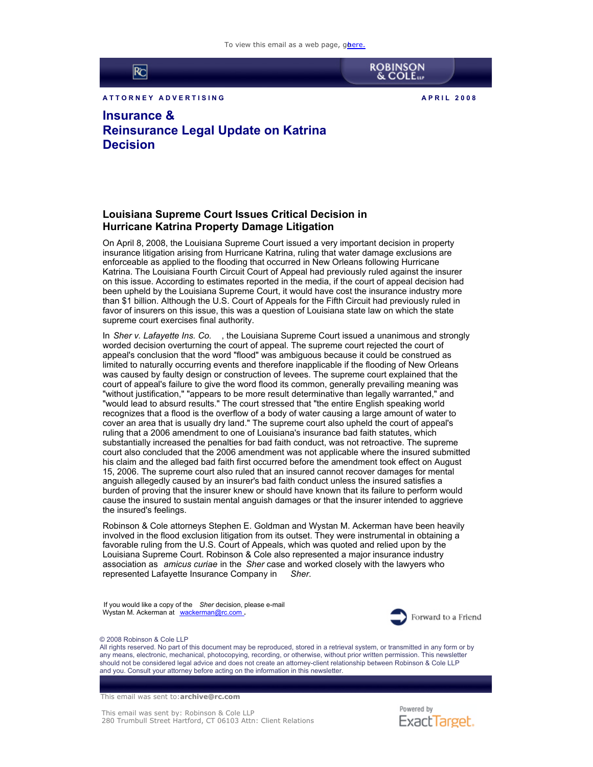To view this email as a web page, go here.

ROBINSON & COLE LLP

ATTORNEY ADVERTISING

APRIL 2008

# Insurance & Reinsurance Legal Update on Katrina Decision

## Louisiana Supreme Court Issues Critical Decision in Hurricane Katrina Property Damage Litigation

On April 8, 2008, the Louisiana Supreme Court issued a very important decision in property insurance litigation arising from Hurricane Katrina, ruling that water damage exclusions are enforceable as applied to the flooding that occurred in New Orleans following Hurricane Katrina. The Louisiana Fourth Circuit Court of Appeal had previously ruled against the insurer on this issue. According to estimates reported in the media, if the court of appeal decision had been upheld by the Louisiana Supreme Court, it would have cost the insurance industry more than $1 billion. Although the U.S. Court of Appeals for the Fifth Circuit had previously ruled in favor of insurers on this issue, this was a question of Louisiana state law on which the state supreme court exercises final authority.

In *Sher v. Lafayette Ins. Co.*, the Louisiana Supreme Court issued a unanimous and strongly worded decision overturning the court of appeal. The supreme court rejected the court of appeal's conclusion that the word "flood" was ambiguous because it could be construed as limited to naturally occurring events and therefore inapplicable if the flooding of New Orleans was caused by faulty design or construction of levees. The supreme court explained that the court of appeal's failure to give the word flood its common, generally prevailing meaning was "without justification," "appears to be more result determinative than legally warranted," and "would lead to absurd results." The court stressed that "the entire English speaking world recognizes that a flood is the overflow of a body of water causing a large amount of water to cover an area that is usually dry land." The supreme court also upheld the court of appeal's ruling that a 2006 amendment to one of Louisiana's insurance bad faith statutes, which substantially increased the penalties for bad faith conduct, was not retroactive. The supreme court also concluded that the 2006 amendment was not applicable where the insured submitted his claim and the alleged bad faith first occurred before the amendment took effect on August 15, 2006. The supreme court also ruled that an insured cannot recover damages for mental anguish allegedly caused by an insurer's bad faith conduct unless the insured satisfies a burden of proving that the insurer knew or should have known that its failure to perform would cause the insured to sustain mental anguish damages or that the insurer intended to aggrieve the insured's feelings.

Robinson & Cole attorneys Stephen E. Goldman and Wystan M. Ackerman have been heavily involved in the flood exclusion litigation from its outset. They were instrumental in obtaining a favorable ruling from the U.S. Court of Appeals, which was quoted and relied upon by the Louisiana Supreme Court. Robinson & Cole also represented a major insurance industry association as *amicus curiae* in the *Sher* case and worked closely with the lawyers who represented Lafayette Insurance Company in *Sher.*

If you would like a copy of the *Sher* decision, please e-mail Wystan M. Ackerman at wackerman@rc.com.

Forward to a Friend

© 2008 Robinson & Cole LLP
All rights reserved. No part of this document may be reproduced, stored in a retrieval system, or transmitted in any form or by any means, electronic, mechanical, photocopying, recording, or otherwise, without prior written permission. This newsletter should not be considered legal advice and does not create an attorney-client relationship between Robinson & Cole LLP and you. Consult your attorney before acting on the information in this newsletter.

This email was sent to: **archive@rc.com**

This email was sent by: Robinson & Cole LLP
280 Trumbull Street Hartford, CT 06103 Attn: Client Relations

Powered by ExactTarget.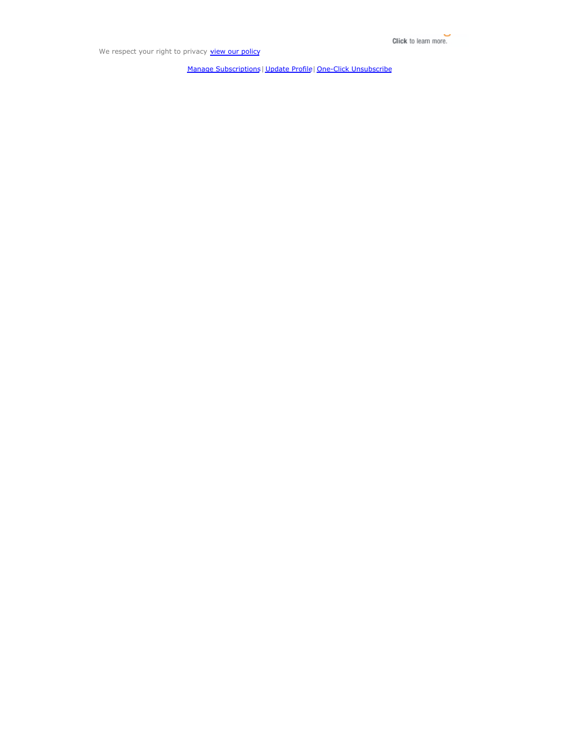Click to learn more.

We respect your right to privacy view our policy

Manage Subscriptions | Update Profile | One-Click Unsubscribe